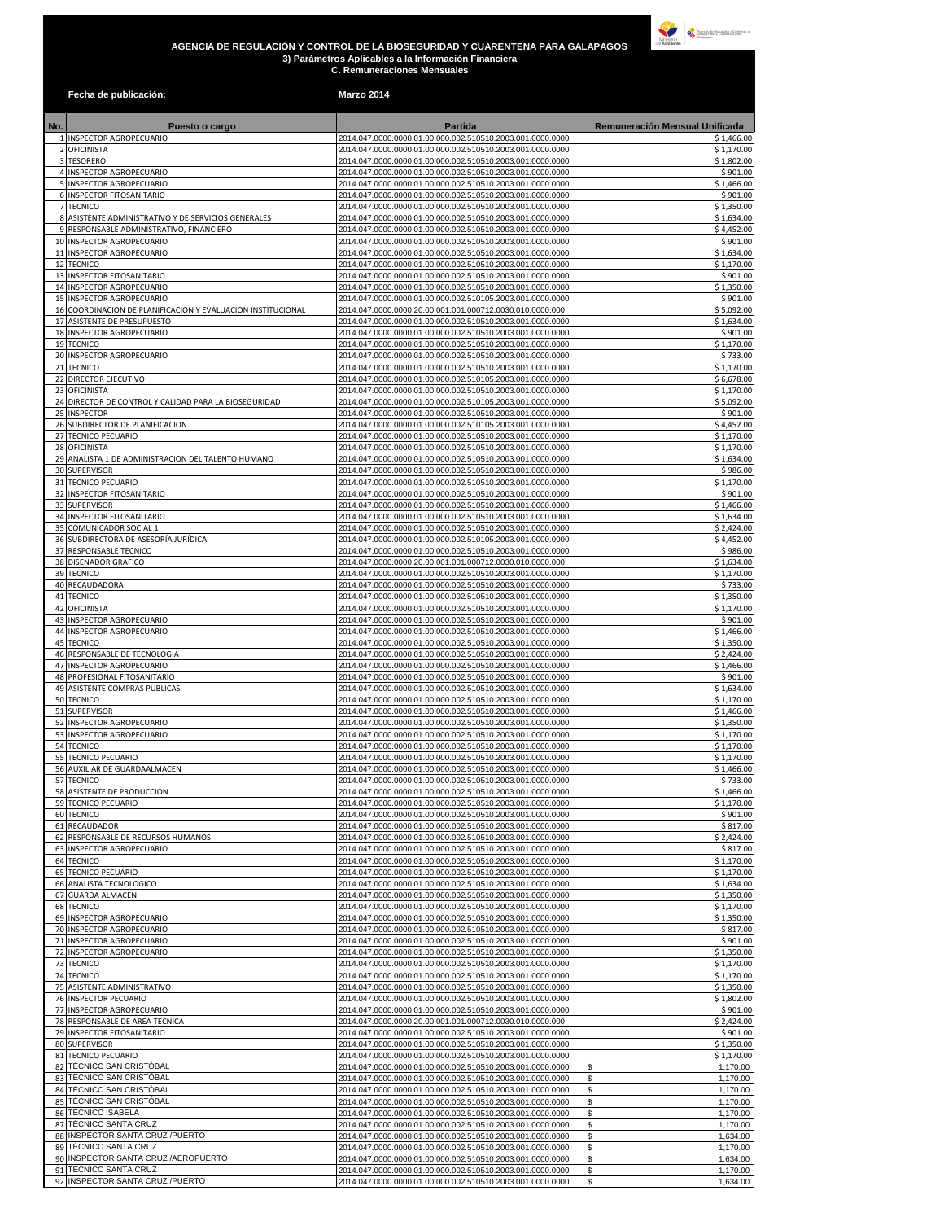**AGENCIA DE REGULACIÓN Y CONTROL DE LA BIOSEGURIDAD Y CUARENTENA PARA GALAPAGOS**
**3) Parámetros Aplicables a la Información Financiera**
**C. Remuneraciones Mensuales**

**Fecha de publicación:** **Marzo 2014**

| No. | Puesto o cargo | Partida | Remuneración Mensual Unificada |
|---|---|---|---|
| 1 | INSPECTOR AGROPECUARIO | 2014.047.0000.0000.01.00.000.002.510510.2003.001.0000.0000 | $ 1,466.00 |
| 2 | OFICINISTA | 2014.047.0000.0000.01.00.000.002.510510.2003.001.0000.0000 | $ 1,170.00 |
| 3 | TESORERO | 2014.047.0000.0000.01.00.000.002.510510.2003.001.0000.0000 | $ 1,802.00 |
| 4 | INSPECTOR AGROPECUARIO | 2014.047.0000.0000.01.00.000.002.510510.2003.001.0000.0000 | $ 901.00 |
| 5 | INSPECTOR AGROPECUARIO | 2014.047.0000.0000.01.00.000.002.510510.2003.001.0000.0000 | $ 1,466.00 |
| 6 | INSPECTOR FITOSANITARIO | 2014.047.0000.0000.01.00.000.002.510510.2003.001.0000.0000 | $ 901.00 |
| 7 | TECNICO | 2014.047.0000.0000.01.00.000.002.510510.2003.001.0000.0000 | $ 1,350.00 |
| 8 | ASISTENTE ADMINISTRATIVO Y DE SERVICIOS GENERALES | 2014.047.0000.0000.01.00.000.002.510510.2003.001.0000.0000 | $ 1,634.00 |
| 9 | RESPONSABLE ADMINISTRATIVO, FINANCIERO | 2014.047.0000.0000.01.00.000.002.510510.2003.001.0000.0000 | $ 4,452.00 |
| 10 | INSPECTOR AGROPECUARIO | 2014.047.0000.0000.01.00.000.002.510510.2003.001.0000.0000 | $ 901.00 |
| 11 | INSPECTOR AGROPECUARIO | 2014.047.0000.0000.01.00.000.002.510510.2003.001.0000.0000 | $ 1,634.00 |
| 12 | TECNICO | 2014.047.0000.0000.01.00.000.002.510510.2003.001.0000.0000 | $ 1,170.00 |
| 13 | INSPECTOR FITOSANITARIO | 2014.047.0000.0000.01.00.000.002.510510.2003.001.0000.0000 | $ 901.00 |
| 14 | INSPECTOR AGROPECUARIO | 2014.047.0000.0000.01.00.000.002.510510.2003.001.0000.0000 | $ 1,350.00 |
| 15 | INSPECTOR AGROPECUARIO | 2014.047.0000.0000.01.00.000.002.510105.2003.001.0000.0000 | $ 901.00 |
| 16 | COORDINACION DE PLANIFICACION Y EVALUACION INSTITUCIONAL | 2014.047.0000.0000.20.00.001.001.000712.0030.010.0000.000 | $ 5,092.00 |
| 17 | ASISTENTE DE PRESUPUESTO | 2014.047.0000.0000.01.00.000.002.510510.2003.001.0000.0000 | $ 1,634.00 |
| 18 | INSPECTOR AGROPECUARIO | 2014.047.0000.0000.01.00.000.002.510510.2003.001.0000.0000 | $ 901.00 |
| 19 | TECNICO | 2014.047.0000.0000.01.00.000.002.510510.2003.001.0000.0000 | $ 1,170.00 |
| 20 | INSPECTOR AGROPECUARIO | 2014.047.0000.0000.01.00.000.002.510510.2003.001.0000.0000 | $ 733.00 |
| 21 | TECNICO | 2014.047.0000.0000.01.00.000.002.510510.2003.001.0000.0000 | $ 1,170.00 |
| 22 | DIRECTOR EJECUTIVO | 2014.047.0000.0000.01.00.000.002.510105.2003.001.0000.0000 | $ 6,678.00 |
| 23 | OFICINISTA | 2014.047.0000.0000.01.00.000.002.510510.2003.001.0000.0000 | $ 1,170.00 |
| 24 | DIRECTOR DE CONTROL Y CALIDAD PARA LA BIOSEGURIDAD | 2014.047.0000.0000.01.00.000.002.510105.2003.001.0000.0000 | $ 5,092.00 |
| 25 | INSPECTOR | 2014.047.0000.0000.01.00.000.002.510510.2003.001.0000.0000 | $ 901.00 |
| 26 | SUBDIRECTOR DE PLANIFICACION | 2014.047.0000.0000.01.00.000.002.510105.2003.001.0000.0000 | $ 4,452.00 |
| 27 | TECNICO PECUARIO | 2014.047.0000.0000.01.00.000.002.510510.2003.001.0000.0000 | $ 1,170.00 |
| 28 | OFICINISTA | 2014.047.0000.0000.01.00.000.002.510510.2003.001.0000.0000 | $ 1,170.00 |
| 29 | ANALISTA 1 DE ADMINISTRACION DEL TALENTO HUMANO | 2014.047.0000.0000.01.00.000.002.510510.2003.001.0000.0000 | $ 1,634.00 |
| 30 | SUPERVISOR | 2014.047.0000.0000.01.00.000.002.510510.2003.001.0000.0000 | $ 986.00 |
| 31 | TECNICO PECUARIO | 2014.047.0000.0000.01.00.000.002.510510.2003.001.0000.0000 | $ 1,170.00 |
| 32 | INSPECTOR FITOSANITARIO | 2014.047.0000.0000.01.00.000.002.510510.2003.001.0000.0000 | $ 901.00 |
| 33 | SUPERVISOR | 2014.047.0000.0000.01.00.000.002.510510.2003.001.0000.0000 | $ 1,466.00 |
| 34 | INSPECTOR FITOSANITARIO | 2014.047.0000.0000.01.00.000.002.510510.2003.001.0000.0000 | $ 1,634.00 |
| 35 | COMUNICADOR SOCIAL 1 | 2014.047.0000.0000.01.00.000.002.510510.2003.001.0000.0000 | $ 2,424.00 |
| 36 | SUBDIRECTORA DE ASESORÍA JURÍDICA | 2014.047.0000.0000.01.00.000.002.510105.2003.001.0000.0000 | $ 4,452.00 |
| 37 | RESPONSABLE TECNICO | 2014.047.0000.0000.01.00.000.002.510510.2003.001.0000.0000 | $ 986.00 |
| 38 | DISENADOR GRAFICO | 2014.047.0000.0000.20.00.001.001.000712.0030.010.0000.000 | $ 1,634.00 |
| 39 | TECNICO | 2014.047.0000.0000.01.00.000.002.510510.2003.001.0000.0000 | $ 1,170.00 |
| 40 | RECAUDADORA | 2014.047.0000.0000.01.00.000.002.510510.2003.001.0000.0000 | $ 733.00 |
| 41 | TECNICO | 2014.047.0000.0000.01.00.000.002.510510.2003.001.0000.0000 | $ 1,350.00 |
| 42 | OFICINISTA | 2014.047.0000.0000.01.00.000.002.510510.2003.001.0000.0000 | $ 1,170.00 |
| 43 | INSPECTOR AGROPECUARIO | 2014.047.0000.0000.01.00.000.002.510510.2003.001.0000.0000 | $ 901.00 |
| 44 | INSPECTOR AGROPECUARIO | 2014.047.0000.0000.01.00.000.002.510510.2003.001.0000.0000 | $ 1,466.00 |
| 45 | TECNICO | 2014.047.0000.0000.01.00.000.002.510510.2003.001.0000.0000 | $ 1,350.00 |
| 46 | RESPONSABLE DE TECNOLOGIA | 2014.047.0000.0000.01.00.000.002.510510.2003.001.0000.0000 | $ 2,424.00 |
| 47 | INSPECTOR AGROPECUARIO | 2014.047.0000.0000.01.00.000.002.510510.2003.001.0000.0000 | $ 1,466.00 |
| 48 | PROFESIONAL FITOSANITARIO | 2014.047.0000.0000.01.00.000.002.510510.2003.001.0000.0000 | $ 901.00 |
| 49 | ASISTENTE COMPRAS PUBLICAS | 2014.047.0000.0000.01.00.000.002.510510.2003.001.0000.0000 | $ 1,634.00 |
| 50 | TECNICO | 2014.047.0000.0000.01.00.000.002.510510.2003.001.0000.0000 | $ 1,170.00 |
| 51 | SUPERVISOR | 2014.047.0000.0000.01.00.000.002.510510.2003.001.0000.0000 | $ 1,466.00 |
| 52 | INSPECTOR AGROPECUARIO | 2014.047.0000.0000.01.00.000.002.510510.2003.001.0000.0000 | $ 1,350.00 |
| 53 | INSPECTOR AGROPECUARIO | 2014.047.0000.0000.01.00.000.002.510510.2003.001.0000.0000 | $ 1,170.00 |
| 54 | TECNICO | 2014.047.0000.0000.01.00.000.002.510510.2003.001.0000.0000 | $ 1,170.00 |
| 55 | TECNICO PECUARIO | 2014.047.0000.0000.01.00.000.002.510510.2003.001.0000.0000 | $ 1,170.00 |
| 56 | AUXILIAR DE GUARDAALMACEN | 2014.047.0000.0000.01.00.000.002.510510.2003.001.0000.0000 | $ 1,466.00 |
| 57 | TECNICO | 2014.047.0000.0000.01.00.000.002.510510.2003.001.0000.0000 | $ 733.00 |
| 58 | ASISTENTE DE PRODUCCION | 2014.047.0000.0000.01.00.000.002.510510.2003.001.0000.0000 | $ 1,466.00 |
| 59 | TECNICO PECUARIO | 2014.047.0000.0000.01.00.000.002.510510.2003.001.0000.0000 | $ 1,170.00 |
| 60 | TECNICO | 2014.047.0000.0000.01.00.000.002.510510.2003.001.0000.0000 | $ 901.00 |
| 61 | RECAUDADOR | 2014.047.0000.0000.01.00.000.002.510510.2003.001.0000.0000 | $ 817.00 |
| 62 | RESPONSABLE DE RECURSOS HUMANOS | 2014.047.0000.0000.01.00.000.002.510510.2003.001.0000.0000 | $ 2,424.00 |
| 63 | INSPECTOR AGROPECUARIO | 2014.047.0000.0000.01.00.000.002.510510.2003.001.0000.0000 | $ 817.00 |
| 64 | TECNICO | 2014.047.0000.0000.01.00.000.002.510510.2003.001.0000.0000 | $ 1,170.00 |
| 65 | TECNICO PECUARIO | 2014.047.0000.0000.01.00.000.002.510510.2003.001.0000.0000 | $ 1,170.00 |
| 66 | ANALISTA TECNOLOGICO | 2014.047.0000.0000.01.00.000.002.510510.2003.001.0000.0000 | $ 1,634.00 |
| 67 | GUARDA ALMACEN | 2014.047.0000.0000.01.00.000.002.510510.2003.001.0000.0000 | $ 1,350.00 |
| 68 | TECNICO | 2014.047.0000.0000.01.00.000.002.510510.2003.001.0000.0000 | $ 1,170.00 |
| 69 | INSPECTOR AGROPECUARIO | 2014.047.0000.0000.01.00.000.002.510510.2003.001.0000.0000 | $ 1,350.00 |
| 70 | INSPECTOR AGROPECUARIO | 2014.047.0000.0000.01.00.000.002.510510.2003.001.0000.0000 | $ 817.00 |
| 71 | INSPECTOR AGROPECUARIO | 2014.047.0000.0000.01.00.000.002.510510.2003.001.0000.0000 | $ 901.00 |
| 72 | INSPECTOR AGROPECUARIO | 2014.047.0000.0000.01.00.000.002.510510.2003.001.0000.0000 | $ 1,350.00 |
| 73 | TECNICO | 2014.047.0000.0000.01.00.000.002.510510.2003.001.0000.0000 | $ 1,170.00 |
| 74 | TECNICO | 2014.047.0000.0000.01.00.000.002.510510.2003.001.0000.0000 | $ 1,170.00 |
| 75 | ASISTENTE ADMINISTRATIVO | 2014.047.0000.0000.01.00.000.002.510510.2003.001.0000.0000 | $ 1,350.00 |
| 76 | INSPECTOR PECUARIO | 2014.047.0000.0000.01.00.000.002.510510.2003.001.0000.0000 | $ 1,802.00 |
| 77 | INSPECTOR AGROPECUARIO | 2014.047.0000.0000.01.00.000.002.510510.2003.001.0000.0000 | $ 901.00 |
| 78 | RESPONSABLE DE AREA TECNICA | 2014.047.0000.0000.20.00.001.001.000712.0030.010.0000.000 | $ 2,424.00 |
| 79 | INSPECTOR FITOSANITARIO | 2014.047.0000.0000.01.00.000.002.510510.2003.001.0000.0000 | $ 901.00 |
| 80 | SUPERVISOR | 2014.047.0000.0000.01.00.000.002.510510.2003.001.0000.0000 | $ 1,350.00 |
| 81 | TECNICO PECUARIO | 2014.047.0000.0000.01.00.000.002.510510.2003.001.0000.0000 | $ 1,170.00 |
| 82 | TÉCNICO SAN CRISTÓBAL | 2014.047.0000.0000.01.00.000.002.510510.2003.001.0000.0000 | $ 1,170.00 |
| 83 | TÉCNICO SAN CRISTÓBAL | 2014.047.0000.0000.01.00.000.002.510510.2003.001.0000.0000 | $ 1,170.00 |
| 84 | TÉCNICO SAN CRISTÓBAL | 2014.047.0000.0000.01.00.000.002.510510.2003.001.0000.0000 | $ 1,170.00 |
| 85 | TÉCNICO SAN CRISTÓBAL | 2014.047.0000.0000.01.00.000.002.510510.2003.001.0000.0000 | $ 1,170.00 |
| 86 | TÉCNICO ISABELA | 2014.047.0000.0000.01.00.000.002.510510.2003.001.0000.0000 | $ 1,170.00 |
| 87 | TÉCNICO SANTA CRUZ | 2014.047.0000.0000.01.00.000.002.510510.2003.001.0000.0000 | $ 1,170.00 |
| 88 | INSPECTOR SANTA CRUZ /PUERTO | 2014.047.0000.0000.01.00.000.002.510510.2003.001.0000.0000 | $ 1,634.00 |
| 89 | TÉCNICO SANTA CRUZ | 2014.047.0000.0000.01.00.000.002.510510.2003.001.0000.0000 | $ 1,170.00 |
| 90 | INSPECTOR SANTA CRUZ /AEROPUERTO | 2014.047.0000.0000.01.00.000.002.510510.2003.001.0000.0000 | $ 1,634.00 |
| 91 | TÉCNICO SANTA CRUZ | 2014.047.0000.0000.01.00.000.002.510510.2003.001.0000.0000 | $ 1,170.00 |
| 92 | INSPECTOR SANTA CRUZ /PUERTO | 2014.047.0000.0000.01.00.000.002.510510.2003.001.0000.0000 | $ 1,634.00 |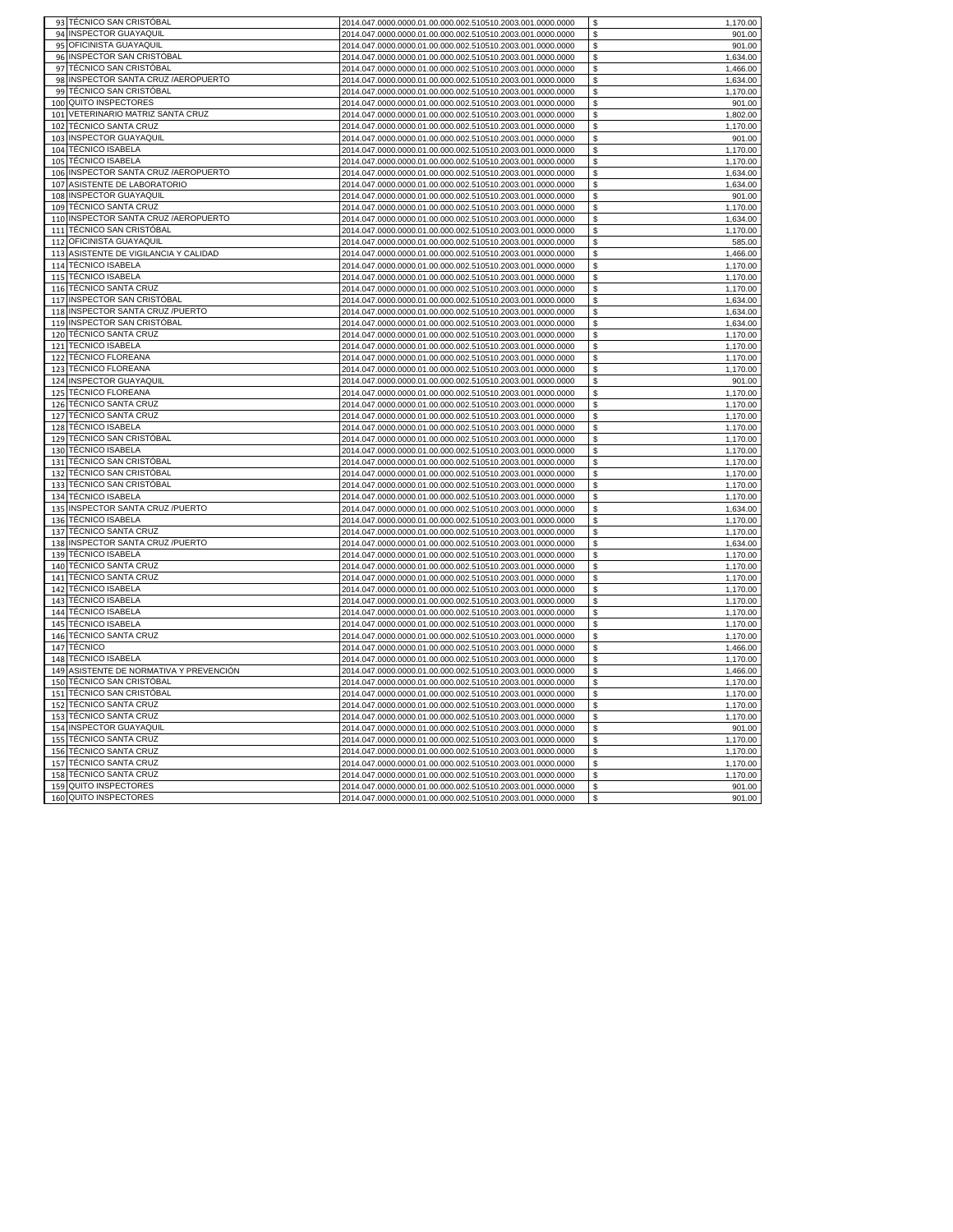| | | | | |
|---|---|---|---|---|
| 93 | TÉCNICO SAN CRISTÓBAL | 2014.047.0000.0000.01.00.000.002.510510.2003.001.0000.0000 | $ | 1,170.00 |
| 94 | INSPECTOR GUAYAQUIL | 2014.047.0000.0000.01.00.000.002.510510.2003.001.0000.0000 | $ | 901.00 |
| 95 | OFICINISTA GUAYAQUIL | 2014.047.0000.0000.01.00.000.002.510510.2003.001.0000.0000 | $ | 901.00 |
| 96 | INSPECTOR SAN CRISTÓBAL | 2014.047.0000.0000.01.00.000.002.510510.2003.001.0000.0000 | $ | 1,634.00 |
| 97 | TÉCNICO SAN CRISTÓBAL | 2014.047.0000.0000.01.00.000.002.510510.2003.001.0000.0000 | $ | 1,466.00 |
| 98 | INSPECTOR SANTA CRUZ /AEROPUERTO | 2014.047.0000.0000.01.00.000.002.510510.2003.001.0000.0000 | $ | 1,634.00 |
| 99 | TÉCNICO SAN CRISTÓBAL | 2014.047.0000.0000.01.00.000.002.510510.2003.001.0000.0000 | $ | 1,170.00 |
| 100 | QUITO INSPECTORES | 2014.047.0000.0000.01.00.000.002.510510.2003.001.0000.0000 | $ | 901.00 |
| 101 | VETERINARIO MATRIZ SANTA CRUZ | 2014.047.0000.0000.01.00.000.002.510510.2003.001.0000.0000 | $ | 1,802.00 |
| 102 | TÉCNICO SANTA CRUZ | 2014.047.0000.0000.01.00.000.002.510510.2003.001.0000.0000 | $ | 1,170.00 |
| 103 | INSPECTOR GUAYAQUIL | 2014.047.0000.0000.01.00.000.002.510510.2003.001.0000.0000 | $ | 901.00 |
| 104 | TÉCNICO ISABELA | 2014.047.0000.0000.01.00.000.002.510510.2003.001.0000.0000 | $ | 1,170.00 |
| 105 | TÉCNICO ISABELA | 2014.047.0000.0000.01.00.000.002.510510.2003.001.0000.0000 | $ | 1,170.00 |
| 106 | INSPECTOR SANTA CRUZ /AEROPUERTO | 2014.047.0000.0000.01.00.000.002.510510.2003.001.0000.0000 | $ | 1,634.00 |
| 107 | ASISTENTE DE LABORATORIO | 2014.047.0000.0000.01.00.000.002.510510.2003.001.0000.0000 | $ | 1,634.00 |
| 108 | INSPECTOR GUAYAQUIL | 2014.047.0000.0000.01.00.000.002.510510.2003.001.0000.0000 | $ | 901.00 |
| 109 | TÉCNICO SANTA CRUZ | 2014.047.0000.0000.01.00.000.002.510510.2003.001.0000.0000 | $ | 1,170.00 |
| 110 | INSPECTOR SANTA CRUZ /AEROPUERTO | 2014.047.0000.0000.01.00.000.002.510510.2003.001.0000.0000 | $ | 1,634.00 |
| 111 | TÉCNICO SAN CRISTÓBAL | 2014.047.0000.0000.01.00.000.002.510510.2003.001.0000.0000 | $ | 1,170.00 |
| 112 | OFICINISTA GUAYAQUIL | 2014.047.0000.0000.01.00.000.002.510510.2003.001.0000.0000 | $ | 585.00 |
| 113 | ASISTENTE DE VIGILANCIA Y CALIDAD | 2014.047.0000.0000.01.00.000.002.510510.2003.001.0000.0000 | $ | 1,466.00 |
| 114 | TÉCNICO ISABELA | 2014.047.0000.0000.01.00.000.002.510510.2003.001.0000.0000 | $ | 1,170.00 |
| 115 | TÉCNICO ISABELA | 2014.047.0000.0000.01.00.000.002.510510.2003.001.0000.0000 | $ | 1,170.00 |
| 116 | TÉCNICO SANTA CRUZ | 2014.047.0000.0000.01.00.000.002.510510.2003.001.0000.0000 | $ | 1,170.00 |
| 117 | INSPECTOR SAN CRISTÓBAL | 2014.047.0000.0000.01.00.000.002.510510.2003.001.0000.0000 | $ | 1,634.00 |
| 118 | INSPECTOR SANTA CRUZ /PUERTO | 2014.047.0000.0000.01.00.000.002.510510.2003.001.0000.0000 | $ | 1,634.00 |
| 119 | INSPECTOR SAN CRISTÓBAL | 2014.047.0000.0000.01.00.000.002.510510.2003.001.0000.0000 | $ | 1,634.00 |
| 120 | TÉCNICO SANTA CRUZ | 2014.047.0000.0000.01.00.000.002.510510.2003.001.0000.0000 | $ | 1,170.00 |
| 121 | TECNICO ISABELA | 2014.047.0000.0000.01.00.000.002.510510.2003.001.0000.0000 | $ | 1,170.00 |
| 122 | TÉCNICO FLOREANA | 2014.047.0000.0000.01.00.000.002.510510.2003.001.0000.0000 | $ | 1,170.00 |
| 123 | TÉCNICO FLOREANA | 2014.047.0000.0000.01.00.000.002.510510.2003.001.0000.0000 | $ | 1,170.00 |
| 124 | INSPECTOR GUAYAQUIL | 2014.047.0000.0000.01.00.000.002.510510.2003.001.0000.0000 | $ | 901.00 |
| 125 | TÉCNICO FLOREANA | 2014.047.0000.0000.01.00.000.002.510510.2003.001.0000.0000 | $ | 1,170.00 |
| 126 | TÉCNICO SANTA CRUZ | 2014.047.0000.0000.01.00.000.002.510510.2003.001.0000.0000 | $ | 1,170.00 |
| 127 | TÉCNICO SANTA CRUZ | 2014.047.0000.0000.01.00.000.002.510510.2003.001.0000.0000 | $ | 1,170.00 |
| 128 | TÉCNICO ISABELA | 2014.047.0000.0000.01.00.000.002.510510.2003.001.0000.0000 | $ | 1,170.00 |
| 129 | TÉCNICO SAN CRISTÓBAL | 2014.047.0000.0000.01.00.000.002.510510.2003.001.0000.0000 | $ | 1,170.00 |
| 130 | TÉCNICO ISABELA | 2014.047.0000.0000.01.00.000.002.510510.2003.001.0000.0000 | $ | 1,170.00 |
| 131 | TÉCNICO SAN CRISTÓBAL | 2014.047.0000.0000.01.00.000.002.510510.2003.001.0000.0000 | $ | 1,170.00 |
| 132 | TÉCNICO SAN CRISTÓBAL | 2014.047.0000.0000.01.00.000.002.510510.2003.001.0000.0000 | $ | 1,170.00 |
| 133 | TÉCNICO SAN CRISTÓBAL | 2014.047.0000.0000.01.00.000.002.510510.2003.001.0000.0000 | $ | 1,170.00 |
| 134 | TÉCNICO ISABELA | 2014.047.0000.0000.01.00.000.002.510510.2003.001.0000.0000 | $ | 1,170.00 |
| 135 | INSPECTOR SANTA CRUZ /PUERTO | 2014.047.0000.0000.01.00.000.002.510510.2003.001.0000.0000 | $ | 1,634.00 |
| 136 | TÉCNICO ISABELA | 2014.047.0000.0000.01.00.000.002.510510.2003.001.0000.0000 | $ | 1,170.00 |
| 137 | TÉCNICO SANTA CRUZ | 2014.047.0000.0000.01.00.000.002.510510.2003.001.0000.0000 | $ | 1,170.00 |
| 138 | INSPECTOR SANTA CRUZ /PUERTO | 2014.047.0000.0000.01.00.000.002.510510.2003.001.0000.0000 | $ | 1,634.00 |
| 139 | TÉCNICO ISABELA | 2014.047.0000.0000.01.00.000.002.510510.2003.001.0000.0000 | $ | 1,170.00 |
| 140 | TÉCNICO SANTA CRUZ | 2014.047.0000.0000.01.00.000.002.510510.2003.001.0000.0000 | $ | 1,170.00 |
| 141 | TÉCNICO SANTA CRUZ | 2014.047.0000.0000.01.00.000.002.510510.2003.001.0000.0000 | $ | 1,170.00 |
| 142 | TÉCNICO ISABELA | 2014.047.0000.0000.01.00.000.002.510510.2003.001.0000.0000 | $ | 1,170.00 |
| 143 | TÉCNICO ISABELA | 2014.047.0000.0000.01.00.000.002.510510.2003.001.0000.0000 | $ | 1,170.00 |
| 144 | TÉCNICO ISABELA | 2014.047.0000.0000.01.00.000.002.510510.2003.001.0000.0000 | $ | 1,170.00 |
| 145 | TÉCNICO ISABELA | 2014.047.0000.0000.01.00.000.002.510510.2003.001.0000.0000 | $ | 1,170.00 |
| 146 | TÉCNICO SANTA CRUZ | 2014.047.0000.0000.01.00.000.002.510510.2003.001.0000.0000 | $ | 1,170.00 |
| 147 | TÉCNICO | 2014.047.0000.0000.01.00.000.002.510510.2003.001.0000.0000 | $ | 1,466.00 |
| 148 | TÉCNICO ISABELA | 2014.047.0000.0000.01.00.000.002.510510.2003.001.0000.0000 | $ | 1,170.00 |
| 149 | ASISTENTE DE NORMATIVA Y PREVENCIÓN | 2014.047.0000.0000.01.00.000.002.510510.2003.001.0000.0000 | $ | 1,466.00 |
| 150 | TÉCNICO SAN CRISTÓBAL | 2014.047.0000.0000.01.00.000.002.510510.2003.001.0000.0000 | $ | 1,170.00 |
| 151 | TÉCNICO SAN CRISTÓBAL | 2014.047.0000.0000.01.00.000.002.510510.2003.001.0000.0000 | $ | 1,170.00 |
| 152 | TÉCNICO SANTA CRUZ | 2014.047.0000.0000.01.00.000.002.510510.2003.001.0000.0000 | $ | 1,170.00 |
| 153 | TÉCNICO SANTA CRUZ | 2014.047.0000.0000.01.00.000.002.510510.2003.001.0000.0000 | $ | 1,170.00 |
| 154 | INSPECTOR GUAYAQUIL | 2014.047.0000.0000.01.00.000.002.510510.2003.001.0000.0000 | $ | 901.00 |
| 155 | TÉCNICO SANTA CRUZ | 2014.047.0000.0000.01.00.000.002.510510.2003.001.0000.0000 | $ | 1,170.00 |
| 156 | TÉCNICO SANTA CRUZ | 2014.047.0000.0000.01.00.000.002.510510.2003.001.0000.0000 | $ | 1,170.00 |
| 157 | TÉCNICO SANTA CRUZ | 2014.047.0000.0000.01.00.000.002.510510.2003.001.0000.0000 | $ | 1,170.00 |
| 158 | TÉCNICO SANTA CRUZ | 2014.047.0000.0000.01.00.000.002.510510.2003.001.0000.0000 | $ | 1,170.00 |
| 159 | QUITO INSPECTORES | 2014.047.0000.0000.01.00.000.002.510510.2003.001.0000.0000 | $ | 901.00 |
| 160 | QUITO INSPECTORES | 2014.047.0000.0000.01.00.000.002.510510.2003.001.0000.0000 | $ | 901.00 |